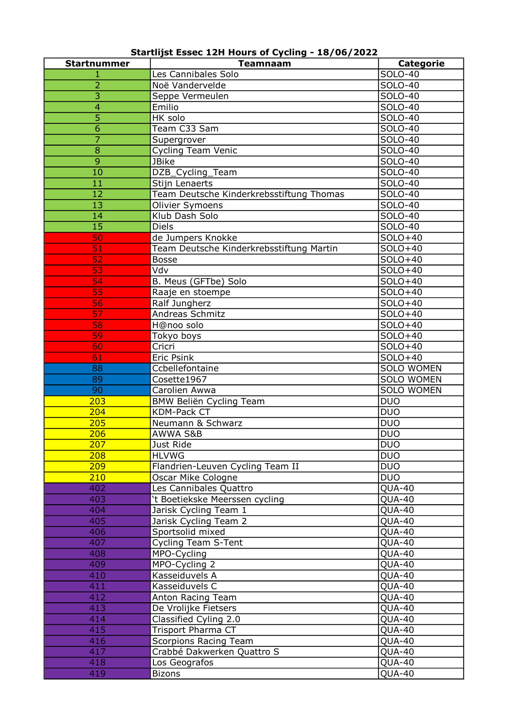**Startlijst Essec 12H Hours of Cycling - 18/06/2022**

| Startnummer | Teamnaam | Categorie |
| --- | --- | --- |
| 1 | Les Cannibales Solo | SOLO-40 |
| 2 | Noë Vandervelde | SOLO-40 |
| 3 | Seppe Vermeulen | SOLO-40 |
| 4 | Emilio | SOLO-40 |
| 5 | HK solo | SOLO-40 |
| 6 | Team C33 Sam | SOLO-40 |
| 7 | Supergrover | SOLO-40 |
| 8 | Cycling Team Venic | SOLO-40 |
| 9 | JBike | SOLO-40 |
| 10 | DZB_Cycling_Team | SOLO-40 |
| 11 | Stijn Lenaerts | SOLO-40 |
| 12 | Team Deutsche Kinderkrebsstiftung Thomas | SOLO-40 |
| 13 | Olivier Symoens | SOLO-40 |
| 14 | Klub Dash Solo | SOLO-40 |
| 15 | Diels | SOLO-40 |
| 50 | de Jumpers Knokke | SOLO+40 |
| 51 | Team Deutsche Kinderkrebsstiftung Martin | SOLO+40 |
| 52 | Bosse | SOLO+40 |
| 53 | Vdv | SOLO+40 |
| 54 | B. Meus (GFTbe) Solo | SOLO+40 |
| 55 | Raaje en stoempe | SOLO+40 |
| 56 | Ralf Jungherz | SOLO+40 |
| 57 | Andreas Schmitz | SOLO+40 |
| 58 | H@noo solo | SOLO+40 |
| 59 | Tokyo boys | SOLO+40 |
| 60 | Cricri | SOLO+40 |
| 61 | Eric Psink | SOLO+40 |
| 88 | Ccbellefontaine | SOLO WOMEN |
| 89 | Cosette1967 | SOLO WOMEN |
| 90 | Carolien Awwa | SOLO WOMEN |
| 203 | BMW Beliën Cycling Team | DUO |
| 204 | KDM-Pack CT | DUO |
| 205 | Neumann & Schwarz | DUO |
| 206 | AWWA S&B | DUO |
| 207 | Just Ride | DUO |
| 208 | HLVWG | DUO |
| 209 | Flandrien-Leuven Cycling Team II | DUO |
| 210 | Oscar Mike Cologne | DUO |
| 402 | Les Cannibales Quattro | QUA-40 |
| 403 | `t Boetiekske Meerssen cycling | QUA-40 |
| 404 | Jarisk Cycling Team 1 | QUA-40 |
| 405 | Jarisk Cycling Team 2 | QUA-40 |
| 406 | Sportsolid mixed | QUA-40 |
| 407 | Cycling Team S-Tent | QUA-40 |
| 408 | MPO-Cycling | QUA-40 |
| 409 | MPO-Cycling 2 | QUA-40 |
| 410 | Kasseiduvels A | QUA-40 |
| 411 | Kasseiduvels C | QUA-40 |
| 412 | Anton Racing Team | QUA-40 |
| 413 | De Vrolijke Fietsers | QUA-40 |
| 414 | Classified Cyling 2.0 | QUA-40 |
| 415 | Trisport Pharma CT | QUA-40 |
| 416 | Scorpions Racing Team | QUA-40 |
| 417 | Crabbé Dakwerken Quattro S | QUA-40 |
| 418 | Los Geografos | QUA-40 |
| 419 | Bizons | QUA-40 |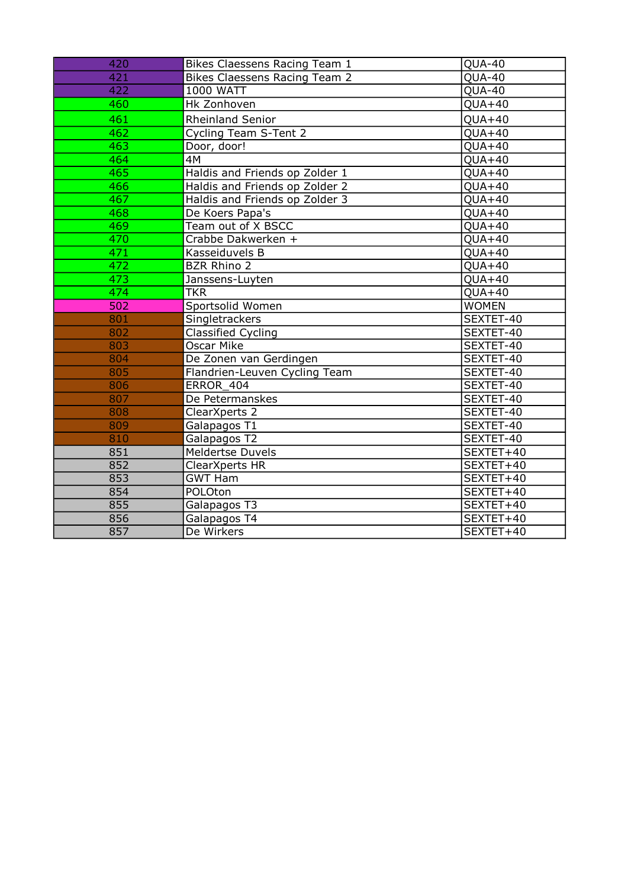| | | |
|---|---|---|
| 420 | Bikes Claessens Racing Team 1 | QUA-40 |
| 421 | Bikes Claessens Racing Team 2 | QUA-40 |
| 422 | 1000 WATT | QUA-40 |
| 460 | Hk Zonhoven | QUA+40 |
| 461 | Rheinland Senior | QUA+40 |
| 462 | Cycling Team S-Tent 2 | QUA+40 |
| 463 | Door, door! | QUA+40 |
| 464 | 4M | QUA+40 |
| 465 | Haldis and Friends op Zolder 1 | QUA+40 |
| 466 | Haldis and Friends op Zolder 2 | QUA+40 |
| 467 | Haldis and Friends op Zolder 3 | QUA+40 |
| 468 | De Koers Papa's | QUA+40 |
| 469 | Team out of X BSCC | QUA+40 |
| 470 | Crabbe Dakwerken + | QUA+40 |
| 471 | Kasseiduvels B | QUA+40 |
| 472 | BZR Rhino 2 | QUA+40 |
| 473 | Janssens-Luyten | QUA+40 |
| 474 | TKR | QUA+40 |
| 502 | Sportsolid Women | WOMEN |
| 801 | Singletrackers | SEXTET-40 |
| 802 | Classified Cycling | SEXTET-40 |
| 803 | Oscar Mike | SEXTET-40 |
| 804 | De Zonen van Gerdingen | SEXTET-40 |
| 805 | Flandrien-Leuven Cycling Team | SEXTET-40 |
| 806 | ERROR_404 | SEXTET-40 |
| 807 | De Petermanskes | SEXTET-40 |
| 808 | ClearXperts 2 | SEXTET-40 |
| 809 | Galapagos T1 | SEXTET-40 |
| 810 | Galapagos T2 | SEXTET-40 |
| 851 | Meldertse Duvels | SEXTET+40 |
| 852 | ClearXperts HR | SEXTET+40 |
| 853 | GWT Ham | SEXTET+40 |
| 854 | POLOton | SEXTET+40 |
| 855 | Galapagos T3 | SEXTET+40 |
| 856 | Galapagos T4 | SEXTET+40 |
| 857 | De Wirkers | SEXTET+40 |